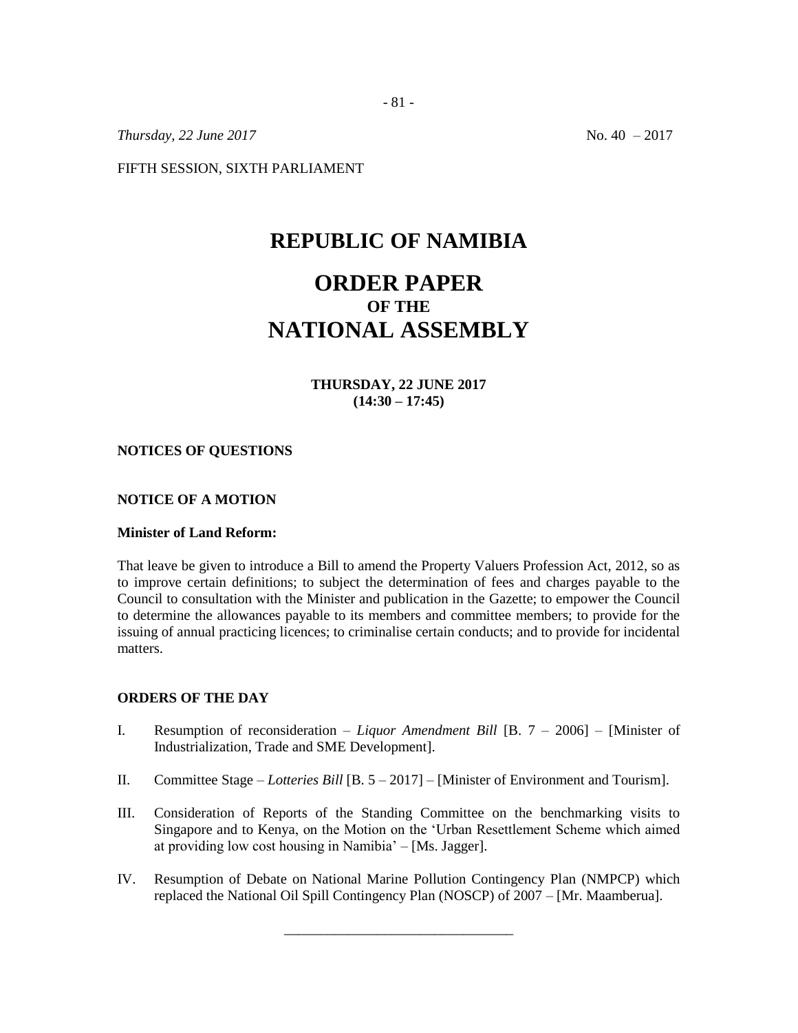*Thursday, 22 June 2017* No. 40 – 2017

FIFTH SESSION, SIXTH PARLIAMENT

# REPUBLIC OF NAMIBIA

# ORDER PAPER
## OF THE
# NATIONAL ASSEMBLY

**THURSDAY, 22 JUNE 2017**
**(14:30 – 17:45)**

**NOTICES OF QUESTIONS**

**NOTICE OF A MOTION**

**Minister of Land Reform:**

That leave be given to introduce a Bill to amend the Property Valuers Profession Act, 2012, so as to improve certain definitions; to subject the determination of fees and charges payable to the Council to consultation with the Minister and publication in the Gazette; to empower the Council to determine the allowances payable to its members and committee members; to provide for the issuing of annual practicing licences; to criminalise certain conducts; and to provide for incidental matters.

**ORDERS OF THE DAY**

I. Resumption of reconsideration – *Liquor Amendment Bill* [B. 7 – 2006] – [Minister of Industrialization, Trade and SME Development].

II. Committee Stage – *Lotteries Bill* [B. 5 – 2017] – [Minister of Environment and Tourism].

III. Consideration of Reports of the Standing Committee on the benchmarking visits to Singapore and to Kenya, on the Motion on the 'Urban Resettlement Scheme which aimed at providing low cost housing in Namibia' – [Ms. Jagger].

IV. Resumption of Debate on National Marine Pollution Contingency Plan (NMPCP) which replaced the National Oil Spill Contingency Plan (NOSCP) of 2007 – [Mr. Maamberua].

---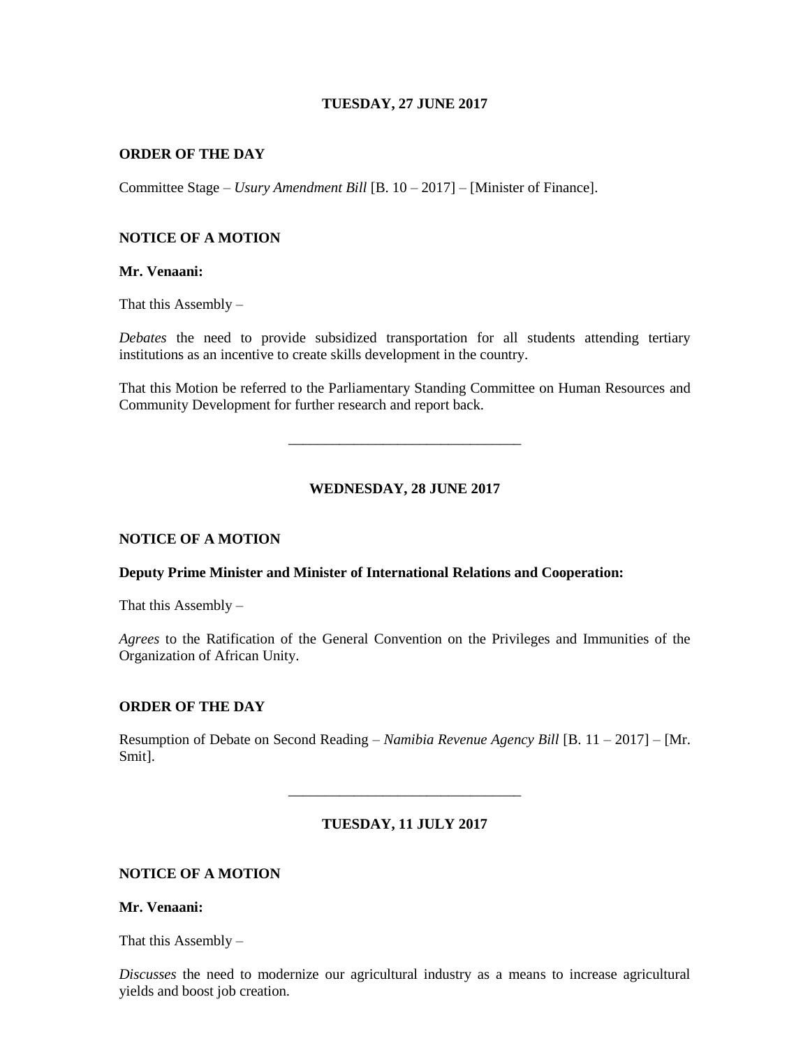**TUESDAY, 27 JUNE 2017**

**ORDER OF THE DAY**

Committee Stage – *Usury Amendment Bill* [B. 10 – 2017] – [Minister of Finance].

**NOTICE OF A MOTION**

**Mr. Venaani:**

That this Assembly –

*Debates* the need to provide subsidized transportation for all students attending tertiary institutions as an incentive to create skills development in the country.

That this Motion be referred to the Parliamentary Standing Committee on Human Resources and Community Development for further research and report back.

---

**WEDNESDAY, 28 JUNE 2017**

**NOTICE OF A MOTION**

**Deputy Prime Minister and Minister of International Relations and Cooperation:**

That this Assembly –

*Agrees* to the Ratification of the General Convention on the Privileges and Immunities of the Organization of African Unity.

**ORDER OF THE DAY**

Resumption of Debate on Second Reading – *Namibia Revenue Agency Bill* [B. 11 – 2017] – [Mr. Smit].

---

**TUESDAY, 11 JULY 2017**

**NOTICE OF A MOTION**

**Mr. Venaani:**

That this Assembly –

*Discusses* the need to modernize our agricultural industry as a means to increase agricultural yields and boost job creation.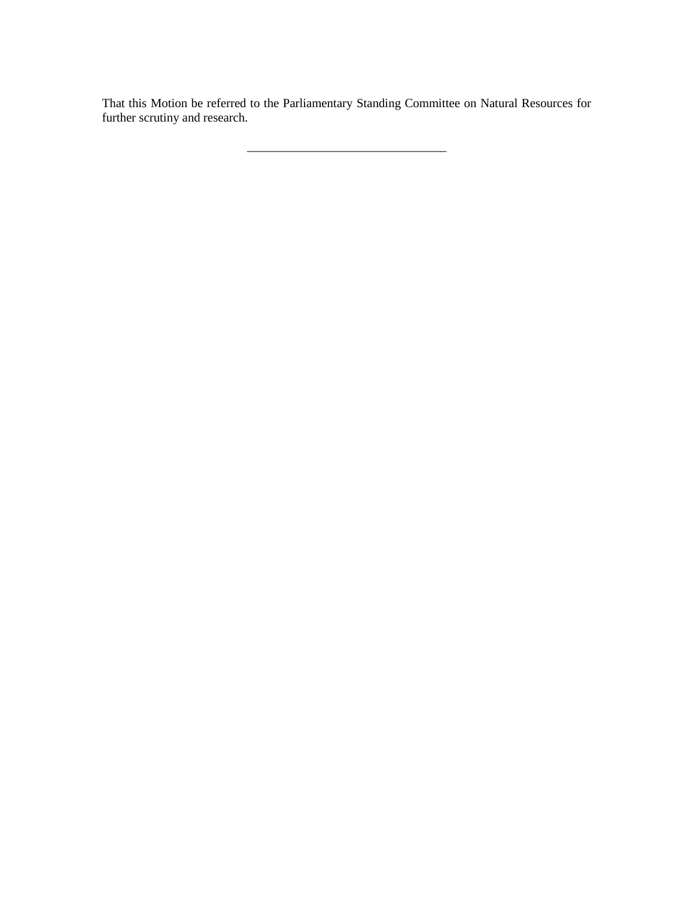That this Motion be referred to the Parliamentary Standing Committee on Natural Resources for further scrutiny and research.

---